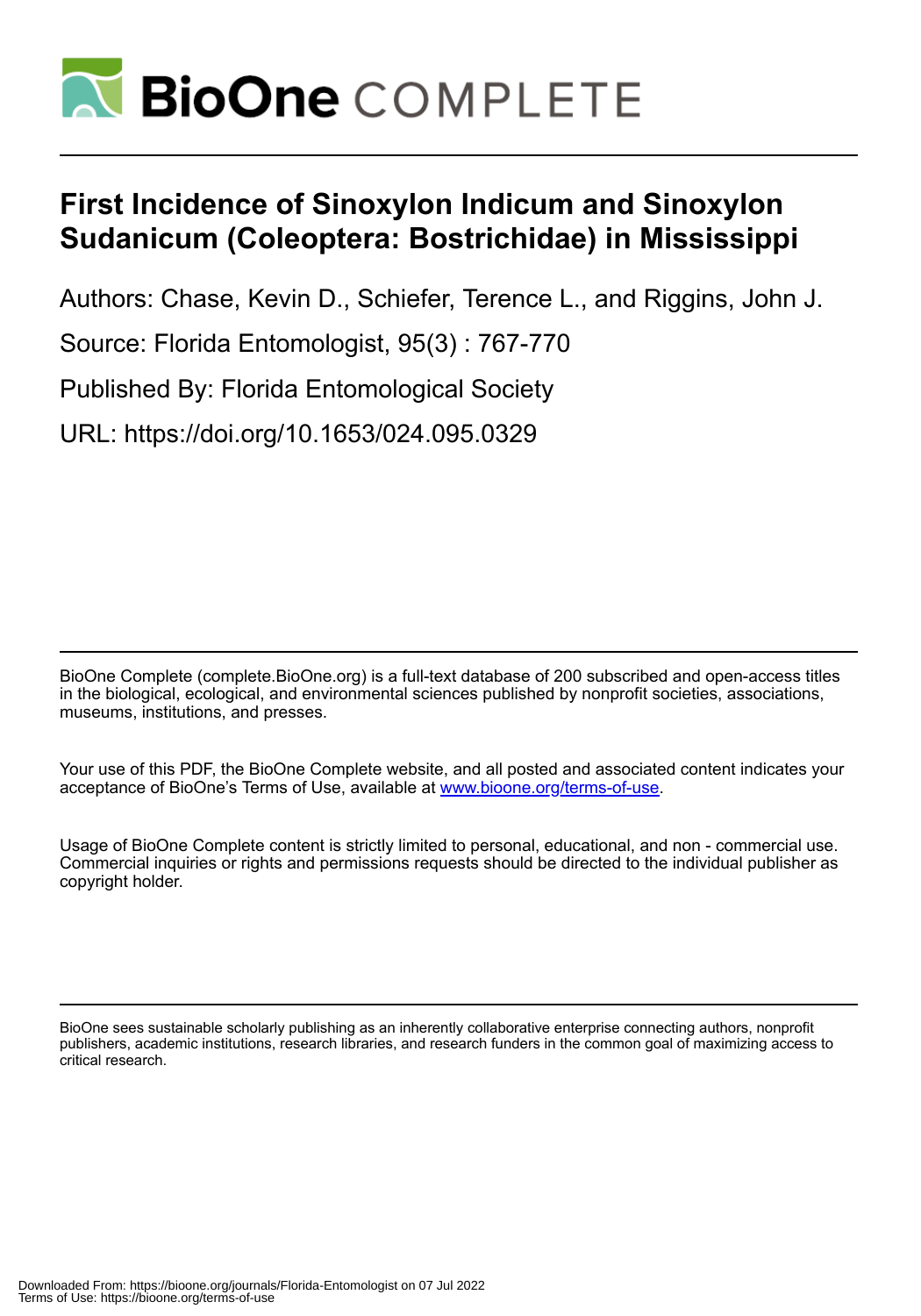# First Incidence of Sinoxylon Indicum and Sinoxylon Sudanicum (Coleoptera: Bostrichidae) in Mississippi

Authors: Chase, Kevin D., Schiefer, Terence L., and Riggins, John J.

Source: Florida Entomologist, 95(3) : 767-770

Published By: Florida Entomological Society

URL: https://doi.org/10.1653/024.095.0329

BioOne Complete (complete.BioOne.org) is a full-text database of 200 subscribed and open-access titles in the biological, ecological, and environmental sciences published by nonprofit societies, associations, museums, institutions, and presses.

Your use of this PDF, the BioOne Complete website, and all posted and associated content indicates your acceptance of BioOne's Terms of Use, available at www.bioone.org/terms-of-use.

Usage of BioOne Complete content is strictly limited to personal, educational, and non - commercial use. Commercial inquiries or rights and permissions requests should be directed to the individual publisher as copyright holder.

BioOne sees sustainable scholarly publishing as an inherently collaborative enterprise connecting authors, nonprofit publishers, academic institutions, research libraries, and research funders in the common goal of maximizing access to critical research.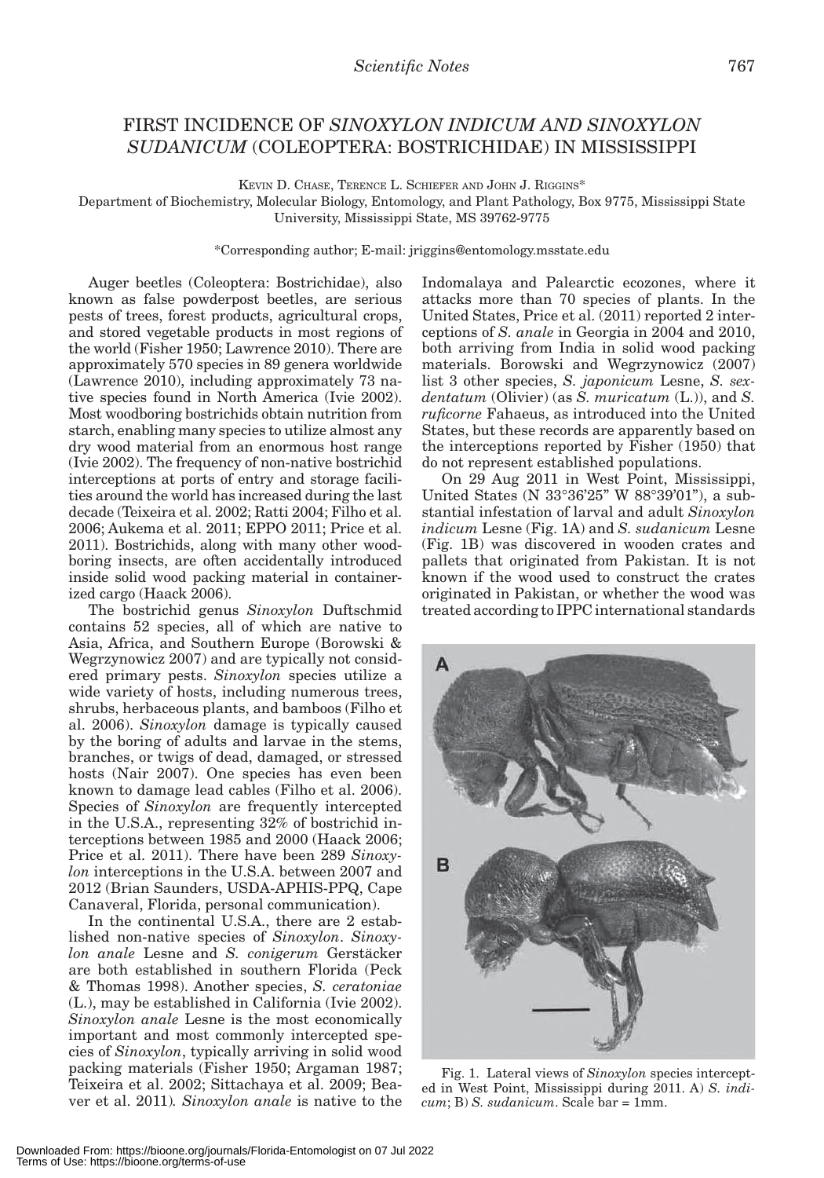# FIRST INCIDENCE OF *SINOXYLON INDICUM AND SINOXYLON SUDANICUM* (COLEOPTERA: BOSTRICHIDAE) IN MISSISSIPPI

KEVIN D. CHASE, TERENCE L. SCHIEFER AND JOHN J. RIGGINS*

Department of Biochemistry, Molecular Biology, Entomology, and Plant Pathology, Box 9775, Mississippi State University, Mississippi State, MS 39762-9775

*Corresponding author; E-mail: jriggins@entomology.msstate.edu

Auger beetles (Coleoptera: Bostrichidae), also known as false powderpost beetles, are serious pests of trees, forest products, agricultural crops, and stored vegetable products in most regions of the world (Fisher 1950; Lawrence 2010). There are approximately 570 species in 89 genera worldwide (Lawrence 2010), including approximately 73 native species found in North America (Ivie 2002). Most woodboring bostrichids obtain nutrition from starch, enabling many species to utilize almost any dry wood material from an enormous host range (Ivie 2002). The frequency of non-native bostrichid interceptions at ports of entry and storage facilities around the world has increased during the last decade (Teixeira et al. 2002; Ratti 2004; Filho et al. 2006; Aukema et al. 2011; EPPO 2011; Price et al. 2011). Bostrichids, along with many other woodboring insects, are often accidentally introduced inside solid wood packing material in containerized cargo (Haack 2006).

The bostrichid genus *Sinoxylon* Duftschmid contains 52 species, all of which are native to Asia, Africa, and Southern Europe (Borowski & Wegrzynowicz 2007) and are typically not considered primary pests. *Sinoxylon* species utilize a wide variety of hosts, including numerous trees, shrubs, herbaceous plants, and bamboos (Filho et al. 2006). *Sinoxylon* damage is typically caused by the boring of adults and larvae in the stems, branches, or twigs of dead, damaged, or stressed hosts (Nair 2007). One species has even been known to damage lead cables (Filho et al. 2006). Species of *Sinoxylon* are frequently intercepted in the U.S.A., representing 32% of bostrichid interceptions between 1985 and 2000 (Haack 2006; Price et al. 2011). There have been 289 *Sinoxylon* interceptions in the U.S.A. between 2007 and 2012 (Brian Saunders, USDA-APHIS-PPQ, Cape Canaveral, Florida, personal communication).

In the continental U.S.A., there are 2 established non-native species of *Sinoxylon*. *Sinoxylon anale* Lesne and *S. conigerum* Gerstäcker are both established in southern Florida (Peck & Thomas 1998). Another species, *S. ceratoniae* (L.), may be established in California (Ivie 2002). *Sinoxylon anale* Lesne is the most economically important and most commonly intercepted species of *Sinoxylon*, typically arriving in solid wood packing materials (Fisher 1950; Argaman 1987; Teixeira et al. 2002; Sittachaya et al. 2009; Beaver et al. 2011). *Sinoxylon anale* is native to the Indomalaya and Palearctic ecozones, where it attacks more than 70 species of plants. In the United States, Price et al. (2011) reported 2 interceptions of *S. anale* in Georgia in 2004 and 2010, both arriving from India in solid wood packing materials. Borowski and Wegrzynowicz (2007) list 3 other species, *S. japonicum* Lesne, *S. sexdentatum* (Olivier) (as *S. muricatum* (L.)), and *S. ruficorne* Fahaeus, as introduced into the United States, but these records are apparently based on the interceptions reported by Fisher (1950) that do not represent established populations.

On 29 Aug 2011 in West Point, Mississippi, United States (N 33°36'25" W 88°39'01"), a substantial infestation of larval and adult *Sinoxylon indicum* Lesne (Fig. 1A) and *S. sudanicum* Lesne (Fig. 1B) was discovered in wooden crates and pallets that originated from Pakistan. It is not known if the wood used to construct the crates originated in Pakistan, or whether the wood was treated according to IPPC international standards

Fig. 1. Lateral views of *Sinoxylon* species intercepted in West Point, Mississippi during 2011. A) *S. indicum*; B) *S. sudanicum*. Scale bar = 1mm.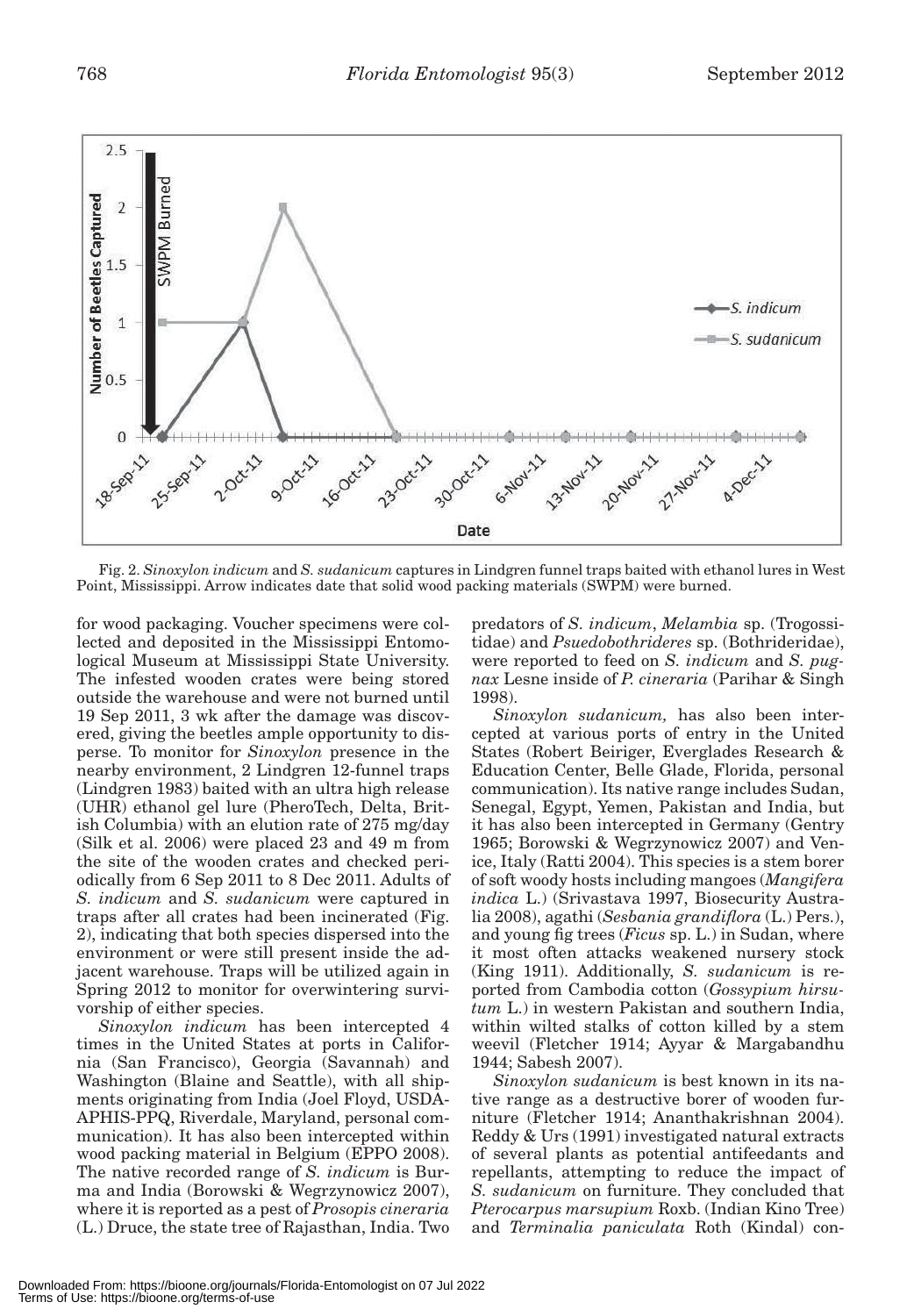Fig. 2. *Sinoxylon indicum* and *S. sudanicum* captures in Lindgren funnel traps baited with ethanol lures in West Point, Mississippi. Arrow indicates date that solid wood packing materials (SWPM) were burned.

for wood packaging. Voucher specimens were collected and deposited in the Mississippi Entomological Museum at Mississippi State University. The infested wooden crates were being stored outside the warehouse and were not burned until 19 Sep 2011, 3 wk after the damage was discovered, giving the beetles ample opportunity to disperse. To monitor for *Sinoxylon* presence in the nearby environment, 2 Lindgren 12-funnel traps (Lindgren 1983) baited with an ultra high release (UHR) ethanol gel lure (PheroTech, Delta, British Columbia) with an elution rate of 275 mg/day (Silk et al. 2006) were placed 23 and 49 m from the site of the wooden crates and checked periodically from 6 Sep 2011 to 8 Dec 2011. Adults of *S. indicum* and *S. sudanicum* were captured in traps after all crates had been incinerated (Fig. 2), indicating that both species dispersed into the environment or were still present inside the adjacent warehouse. Traps will be utilized again in Spring 2012 to monitor for overwintering survivorship of either species.

*Sinoxylon indicum* has been intercepted 4 times in the United States at ports in California (San Francisco), Georgia (Savannah) and Washington (Blaine and Seattle), with all shipments originating from India (Joel Floyd, USDA-APHIS-PPQ, Riverdale, Maryland, personal communication). It has also been intercepted within wood packing material in Belgium (EPPO 2008). The native recorded range of *S. indicum* is Burma and India (Borowski & Wegrzynowicz 2007), where it is reported as a pest of *Prosopis cineraria* (L.) Druce, the state tree of Rajasthan, India. Two predators of *S. indicum*, *Melambia* sp. (Trogossitidae) and *Psuedobothrideres* sp. (Bothrideridae), were reported to feed on *S. indicum* and *S. pugnax* Lesne inside of *P. cineraria* (Parihar & Singh 1998).

*Sinoxylon sudanicum,* has also been intercepted at various ports of entry in the United States (Robert Beiriger, Everglades Research & Education Center, Belle Glade, Florida, personal communication). Its native range includes Sudan, Senegal, Egypt, Yemen, Pakistan and India, but it has also been intercepted in Germany (Gentry 1965; Borowski & Wegrzynowicz 2007) and Venice, Italy (Ratti 2004). This species is a stem borer of soft woody hosts including mangoes (*Mangifera indica* L.) (Srivastava 1997, Biosecurity Australia 2008), agathi (*Sesbania grandiflora* (L.) Pers.), and young fig trees (*Ficus* sp. L.) in Sudan, where it most often attacks weakened nursery stock (King 1911). Additionally, *S. sudanicum* is reported from Cambodia cotton (*Gossypium hirsutum* L.) in western Pakistan and southern India, within wilted stalks of cotton killed by a stem weevil (Fletcher 1914; Ayyar & Margabandhu 1944; Sabesh 2007).

*Sinoxylon sudanicum* is best known in its native range as a destructive borer of wooden furniture (Fletcher 1914; Ananthakrishnan 2004). Reddy & Urs (1991) investigated natural extracts of several plants as potential antifeedants and repellants, attempting to reduce the impact of *S. sudanicum* on furniture. They concluded that *Pterocarpus marsupium* Roxb. (Indian Kino Tree) and *Terminalia paniculata* Roth (Kindal) con-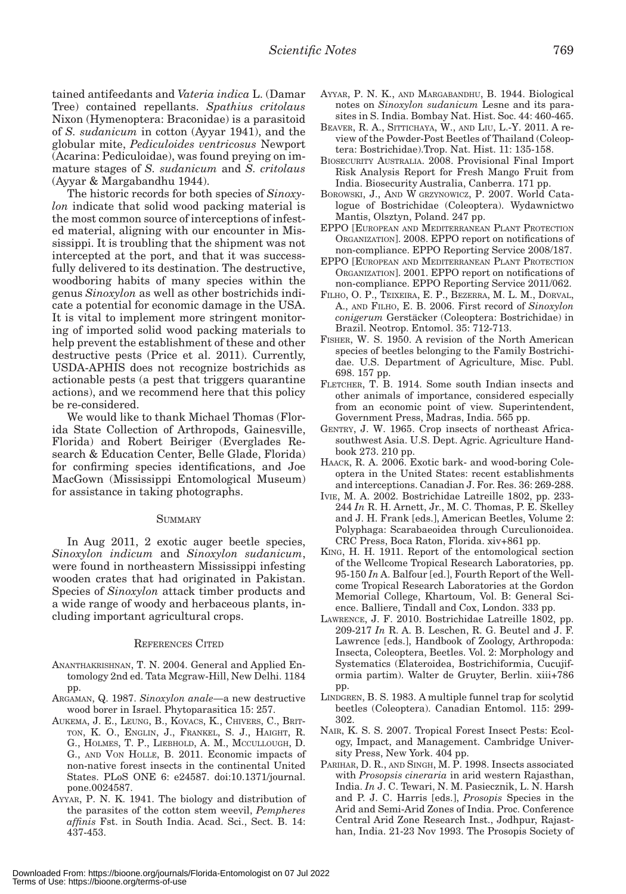tained antifeedants and *Vateria indica* L. (Damar Tree) contained repellants. *Spathius critolaus* Nixon (Hymenoptera: Braconidae) is a parasitoid of *S. sudanicum* in cotton (Ayyar 1941), and the globular mite, *Pediculoides ventricosus* Newport (Acarina: Pediculoidae), was found preying on immature stages of *S. sudanicum* and *S. critolaus* (Ayyar & Margabandhu 1944).

The historic records for both species of *Sinoxylon* indicate that solid wood packing material is the most common source of interceptions of infested material, aligning with our encounter in Mississippi. It is troubling that the shipment was not intercepted at the port, and that it was successfully delivered to its destination. The destructive, woodboring habits of many species within the genus *Sinoxylon* as well as other bostrichids indicate a potential for economic damage in the USA. It is vital to implement more stringent monitoring of imported solid wood packing materials to help prevent the establishment of these and other destructive pests (Price et al. 2011). Currently, USDA-APHIS does not recognize bostrichids as actionable pests (a pest that triggers quarantine actions), and we recommend here that this policy be re-considered.

We would like to thank Michael Thomas (Florida State Collection of Arthropods, Gainesville, Florida) and Robert Beiriger (Everglades Research & Education Center, Belle Glade, Florida) for confirming species identifications, and Joe MacGown (Mississippi Entomological Museum) for assistance in taking photographs.

## Summary

In Aug 2011, 2 exotic auger beetle species, *Sinoxylon indicum* and *Sinoxylon sudanicum*, were found in northeastern Mississippi infesting wooden crates that had originated in Pakistan. Species of *Sinoxylon* attack timber products and a wide range of woody and herbaceous plants, including important agricultural crops.

## References Cited

Ananthakrishnan, T. N. 2004. General and Applied Entomology 2nd ed. Tata Mcgraw-Hill, New Delhi. 1184 pp.

Argaman, Q. 1987. *Sinoxylon anale*—a new destructive wood borer in Israel. Phytoparasitica 15: 257.

Aukema, J. E., Leung, B., Kovacs, K., Chivers, C., Britton, K. O., Englin, J., Frankel, S. J., Haight, R. G., Holmes, T. P., Liebhold, A. M., Mccullough, D. G., and Von Holle, B. 2011. Economic impacts of non-native forest insects in the continental United States. PLoS ONE 6: e24587. doi:10.1371/journal.pone.0024587.

Ayyar, P. N. K. 1941. The biology and distribution of the parasites of the cotton stem weevil, *Pempheres affinis* Fst. in South India. Acad. Sci., Sect. B. 14: 437-453.

Ayyar, P. N. K., and Margabandhu, B. 1944. Biological notes on *Sinoxylon sudanicum* Lesne and its parasites in S. India. Bombay Nat. Hist. Soc. 44: 460-465.

Beaver, R. A., Sittichaya, W., and Liu, L.-Y. 2011. A review of the Powder-Post Beetles of Thailand (Coleoptera: Bostrichidae).Trop. Nat. Hist. 11: 135-158.

Biosecurity Australia. 2008. Provisional Final Import Risk Analysis Report for Fresh Mango Fruit from India. Biosecurity Australia, Canberra. 171 pp.

Borowski, J., And W grzynowicz, P. 2007. World Catalogue of Bostrichidae (Coleoptera). Wydawnictwo Mantis, Olsztyn, Poland. 247 pp.

EPPO [European and Mediterranean Plant Protection Organization]. 2008. EPPO report on notifications of non-compliance. EPPO Reporting Service 2008/187.

EPPO [European and Mediterranean Plant Protection Organization]. 2001. EPPO report on notifications of non-compliance. EPPO Reporting Service 2011/062.

Filho, O. P., Teixeira, E. P., Bezerra, M. L. M., Dorval, A., and Filho, E. B. 2006. First record of *Sinoxylon conigerum* Gerstäcker (Coleoptera: Bostrichidae) in Brazil. Neotrop. Entomol. 35: 712-713.

Fisher, W. S. 1950. A revision of the North American species of beetles belonging to the Family Bostrichidae. U.S. Department of Agriculture, Misc. Publ. 698. 157 pp.

Fletcher, T. B. 1914. Some south Indian insects and other animals of importance, considered especially from an economic point of view. Superintendent, Government Press, Madras, India. 565 pp.

Gentry, J. W. 1965. Crop insects of northeast Africa-southwest Asia. U.S. Dept. Agric. Agriculture Handbook 273. 210 pp.

Haack, R. A. 2006. Exotic bark- and wood-boring Coleoptera in the United States: recent establishments and interceptions. Canadian J. For. Res. 36: 269-288.

Ivie, M. A. 2002. Bostrichidae Latreille 1802, pp. 233-244 *In* R. H. Arnett, Jr., M. C. Thomas, P. E. Skelley and J. H. Frank [eds.], American Beetles, Volume 2: Polyphaga: Scarabaeoidea through Curculionoidea. CRC Press, Boca Raton, Florida. xiv+861 pp.

King, H. H. 1911. Report of the entomological section of the Wellcome Tropical Research Laboratories, pp. 95-150 *In* A. Balfour [ed.], Fourth Report of the Wellcome Tropical Research Laboratories at the Gordon Memorial College, Khartoum, Vol. B: General Science. Balliere, Tindall and Cox, London. 333 pp.

Lawrence, J. F. 2010. Bostrichidae Latreille 1802, pp. 209-217 *In* R. A. B. Leschen, R. G. Beutel and J. F. Lawrence [eds.], Handbook of Zoology, Arthropoda: Insecta, Coleoptera, Beetles. Vol. 2: Morphology and Systematics (Elateroidea, Bostrichiformia, Cucujiformia partim). Walter de Gruyter, Berlin. xiii+786 pp.

Lindgren, B. S. 1983. A multiple funnel trap for scolytid beetles (Coleoptera). Canadian Entomol. 115: 299-302.

Nair, K. S. S. 2007. Tropical Forest Insect Pests: Ecology, Impact, and Management. Cambridge University Press, New York. 404 pp.

Parihar, D. R., and Singh, M. P. 1998. Insects associated with *Prosopsis cineraria* in arid western Rajasthan, India. *In* J. C. Tewari, N. M. Pasiecznik, L. N. Harsh and P. J. C. Harris [eds.], *Prosopis* Species in the Arid and Semi-Arid Zones of India. Proc. Conference Central Arid Zone Research Inst., Jodhpur, Rajasthan, India. 21-23 Nov 1993. The Prosopis Society of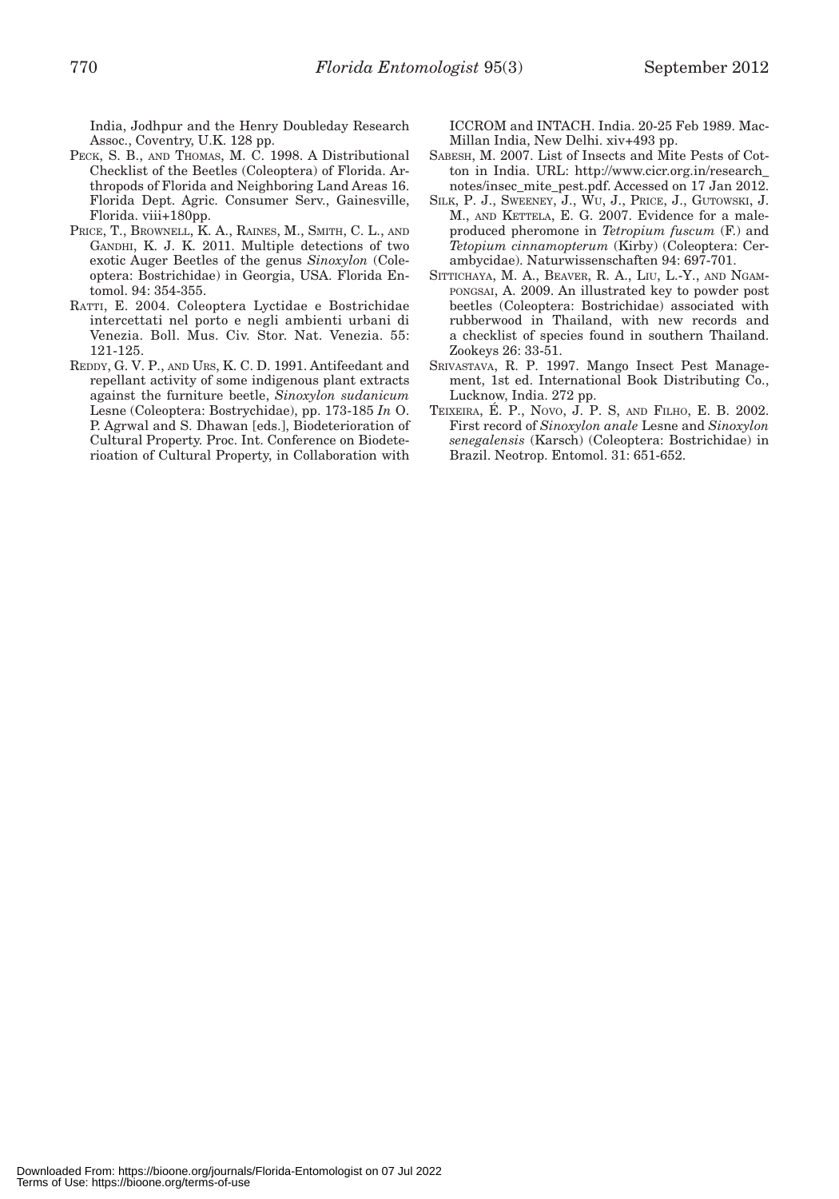India, Jodhpur and the Henry Doubleday Research Assoc., Coventry, U.K. 128 pp.

PECK, S. B., AND THOMAS, M. C. 1998. A Distributional Checklist of the Beetles (Coleoptera) of Florida. Arthropods of Florida and Neighboring Land Areas 16. Florida Dept. Agric. Consumer Serv., Gainesville, Florida. viii+180pp.

PRICE, T., BROWNELL, K. A., RAINES, M., SMITH, C. L., AND GANDHI, K. J. K. 2011. Multiple detections of two exotic Auger Beetles of the genus *Sinoxylon* (Coleoptera: Bostrichidae) in Georgia, USA. Florida Entomol. 94: 354-355.

RATTI, E. 2004. Coleoptera Lyctidae e Bostrichidae intercettati nel porto e negli ambienti urbani di Venezia. Boll. Mus. Civ. Stor. Nat. Venezia. 55: 121-125.

REDDY, G. V. P., AND URS, K. C. D. 1991. Antifeedant and repellant activity of some indigenous plant extracts against the furniture beetle, *Sinoxylon sudanicum* Lesne (Coleoptera: Bostrychidae), pp. 173-185 *In* O. P. Agrwal and S. Dhawan [eds.], Biodeterioration of Cultural Property. Proc. Int. Conference on Biodeterioation of Cultural Property, in Collaboration with ICCROM and INTACH. India. 20-25 Feb 1989. MacMillan India, New Delhi. xiv+493 pp.

SABESH, M. 2007. List of Insects and Mite Pests of Cotton in India. URL: http://www.cicr.org.in/research_notes/insec_mite_pest.pdf. Accessed on 17 Jan 2012.

SILK, P. J., SWEENEY, J., WU, J., PRICE, J., GUTOWSKI, J. M., AND KETTELA, E. G. 2007. Evidence for a male-produced pheromone in *Tetropium fuscum* (F.) and *Tetopium cinnamopterum* (Kirby) (Coleoptera: Cerambycidae). Naturwissenschaften 94: 697-701.

SITTICHAYA, M. A., BEAVER, R. A., LIU, L.-Y., AND NGAMPONGSAI, A. 2009. An illustrated key to powder post beetles (Coleoptera: Bostrichidae) associated with rubberwood in Thailand, with new records and a checklist of species found in southern Thailand. Zookeys 26: 33-51.

SRIVASTAVA, R. P. 1997. Mango Insect Pest Management, 1st ed. International Book Distributing Co., Lucknow, India. 272 pp.

TEIXEIRA, É. P., NOVO, J. P. S, AND FILHO, E. B. 2002. First record of *Sinoxylon anale* Lesne and *Sinoxylon senegalensis* (Karsch) (Coleoptera: Bostrichidae) in Brazil. Neotrop. Entomol. 31: 651-652.